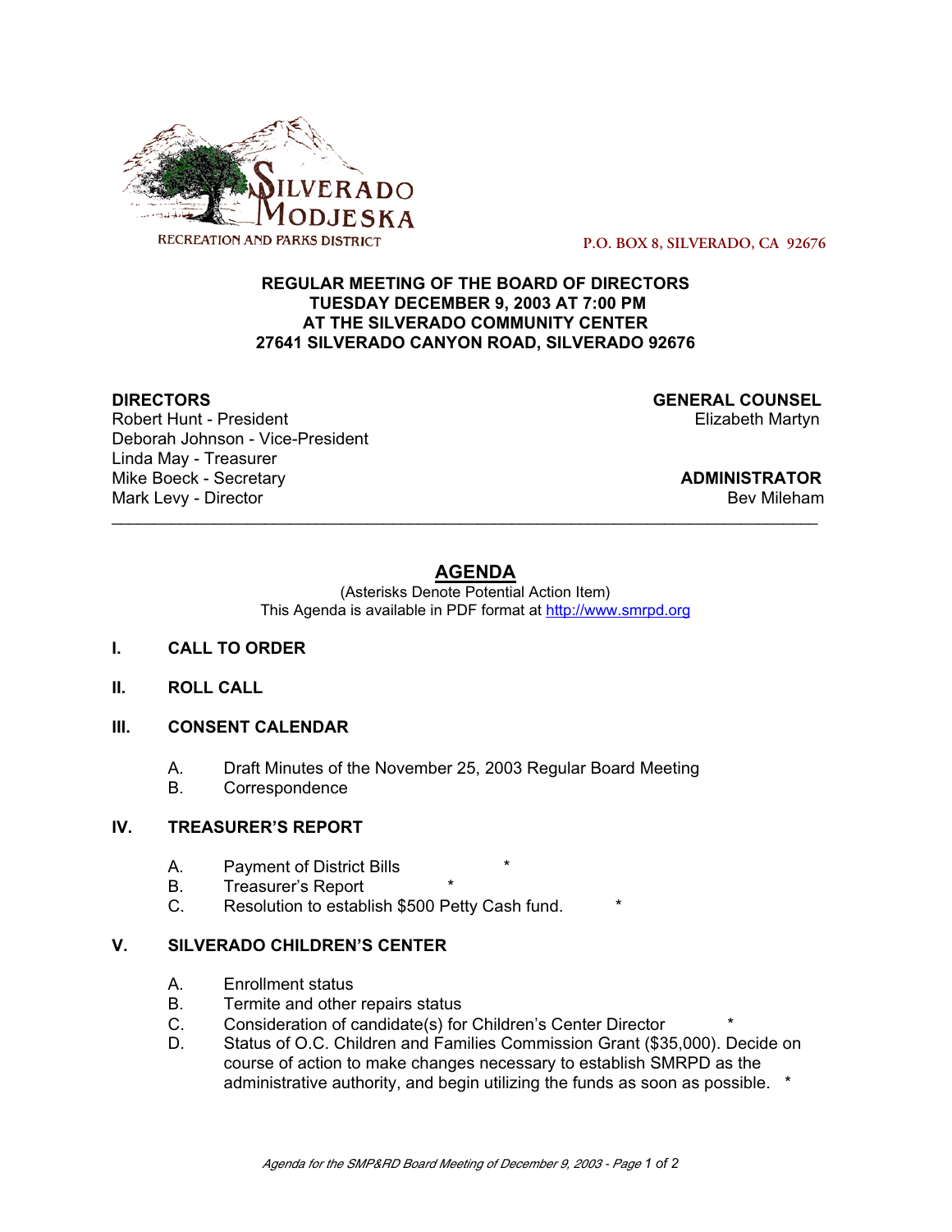SILVERADO MODJESKA
RECREATION AND PARKS DISTRICT

P.O. BOX 8, SILVERADO, CA 92676

**REGULAR MEETING OF THE BOARD OF DIRECTORS**
**TUESDAY DECEMBER 9, 2003 AT 7:00 PM**
**AT THE SILVERADO COMMUNITY CENTER**
**27641 SILVERADO CANYON ROAD, SILVERADO 92676**

**DIRECTORS**
Robert Hunt - President
Deborah Johnson - Vice-President
Linda May - Treasurer
Mike Boeck - Secretary
Mark Levy - Director

**GENERAL COUNSEL**
Elizabeth Martyn

**ADMINISTRATOR**
Bev Mileham

---

# AGENDA

(Asterisks Denote Potential Action Item)
This Agenda is available in PDF format at http://www.smrpd.org

**I. CALL TO ORDER**

**II. ROLL CALL**

**III. CONSENT CALENDAR**

A. Draft Minutes of the November 25, 2003 Regular Board Meeting
B. Correspondence

**IV. TREASURER'S REPORT**

A. Payment of District Bills *
B. Treasurer's Report *
C. Resolution to establish $500 Petty Cash fund. *

**V. SILVERADO CHILDREN'S CENTER**

A. Enrollment status
B. Termite and other repairs status
C. Consideration of candidate(s) for Children's Center Director *
D. Status of O.C. Children and Families Commission Grant ($35,000). Decide on course of action to make changes necessary to establish SMRPD as the administrative authority, and begin utilizing the funds as soon as possible. *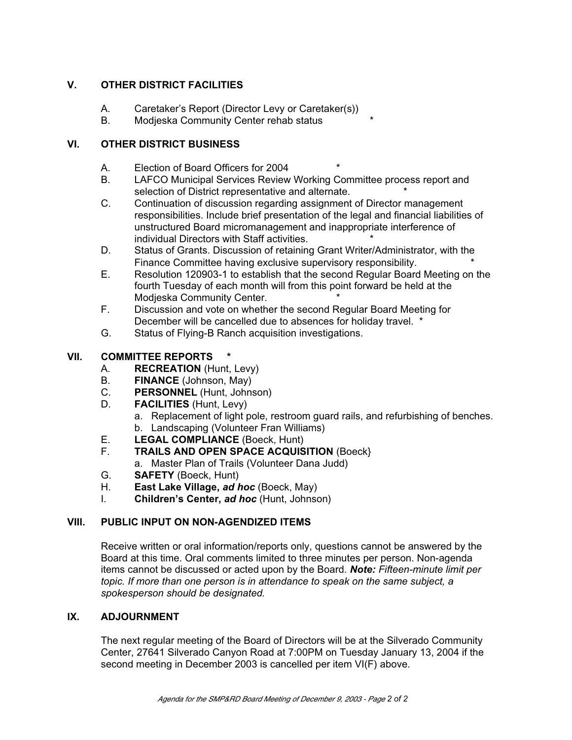## V. OTHER DISTRICT FACILITIES

A. Caretaker's Report (Director Levy or Caretaker(s))
B. Modjeska Community Center rehab status *

## VI. OTHER DISTRICT BUSINESS

A. Election of Board Officers for 2004 *
B. LAFCO Municipal Services Review Working Committee process report and selection of District representative and alternate. *
C. Continuation of discussion regarding assignment of Director management responsibilities. Include brief presentation of the legal and financial liabilities of unstructured Board micromanagement and inappropriate interference of individual Directors with Staff activities. *
D. Status of Grants. Discussion of retaining Grant Writer/Administrator, with the Finance Committee having exclusive supervisory responsibility. *
E. Resolution 120903-1 to establish that the second Regular Board Meeting on the fourth Tuesday of each month will from this point forward be held at the Modjeska Community Center. *
F. Discussion and vote on whether the second Regular Board Meeting for December will be cancelled due to absences for holiday travel. *
G. Status of Flying-B Ranch acquisition investigations.

## VII. COMMITTEE REPORTS *

A. **RECREATION** (Hunt, Levy)
B. **FINANCE** (Johnson, May)
C. **PERSONNEL** (Hunt, Johnson)
D. **FACILITIES** (Hunt, Levy)
   a. Replacement of light pole, restroom guard rails, and refurbishing of benches.
   b. Landscaping (Volunteer Fran Williams)
E. **LEGAL COMPLIANCE** (Boeck, Hunt)
F. **TRAILS AND OPEN SPACE ACQUISITION** (Boeck}
   a. Master Plan of Trails (Volunteer Dana Judd)
G. **SAFETY** (Boeck, Hunt)
H. **East Lake Village, *ad hoc*** (Boeck, May)
I. **Children's Center, *ad hoc*** (Hunt, Johnson)

## VIII. PUBLIC INPUT ON NON-AGENDIZED ITEMS

Receive written or oral information/reports only, questions cannot be answered by the Board at this time. Oral comments limited to three minutes per person. Non-agenda items cannot be discussed or acted upon by the Board. ***Note:*** *Fifteen-minute limit per topic. If more than one person is in attendance to speak on the same subject, a spokesperson should be designated.*

## IX. ADJOURNMENT

The next regular meeting of the Board of Directors will be at the Silverado Community Center, 27641 Silverado Canyon Road at 7:00PM on Tuesday January 13, 2004 if the second meeting in December 2003 is cancelled per item VI(F) above.